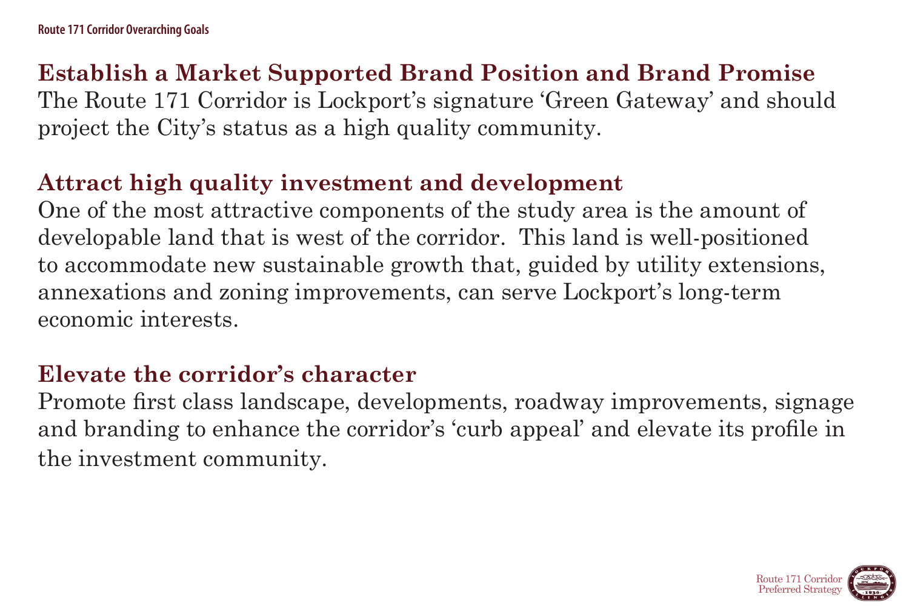## Route 171 Corridor Overarching Goals

### Establish a Market Supported Brand Position and Brand Promise

The Route 171 Corridor is Lockport's signature 'Green Gateway' and should project the City's status as a high quality community.

### Attract high quality investment and development

One of the most attractive components of the study area is the amount of developable land that is west of the corridor. This land is well-positioned to accommodate new sustainable growth that, guided by utility extensions, annexations and zoning improvements, can serve Lockport's long-term economic interests.

### Elevate the corridor's character

Promote first class landscape, developments, roadway improvements, signage and branding to enhance the corridor's 'curb appeal' and elevate its profile in the investment community.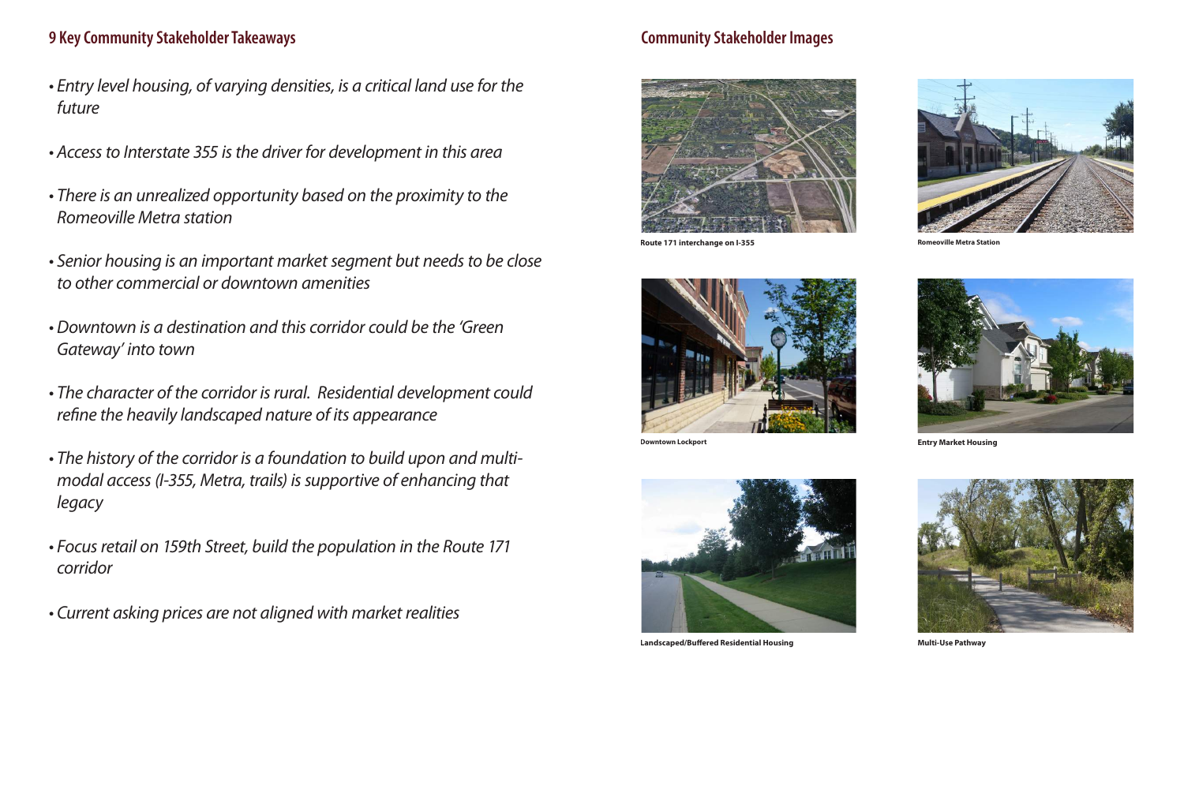## 9 Key Community Stakeholder Takeaways

- *Entry level housing, of varying densities, is a critical land use for the future*
- *Access to Interstate 355 is the driver for development in this area*
- *There is an unrealized opportunity based on the proximity to the Romeoville Metra station*
- *Senior housing is an important market segment but needs to be close to other commercial or downtown amenities*
- *Downtown is a destination and this corridor could be the 'Green Gateway' into town*
- *The character of the corridor is rural. Residential development could refine the heavily landscaped nature of its appearance*
- *The history of the corridor is a foundation to build upon and multi-modal access (I-355, Metra, trails) is supportive of enhancing that legacy*
- *Focus retail on 159th Street, build the population in the Route 171 corridor*
- *Current asking prices are not aligned with market realities*

## Community Stakeholder Images

**Route 171 interchange on I-355**

**Romeoville Metra Station**

**Downtown Lockport**

**Entry Market Housing**

**Landscaped/Buffered Residential Housing**

**Multi-Use Pathway**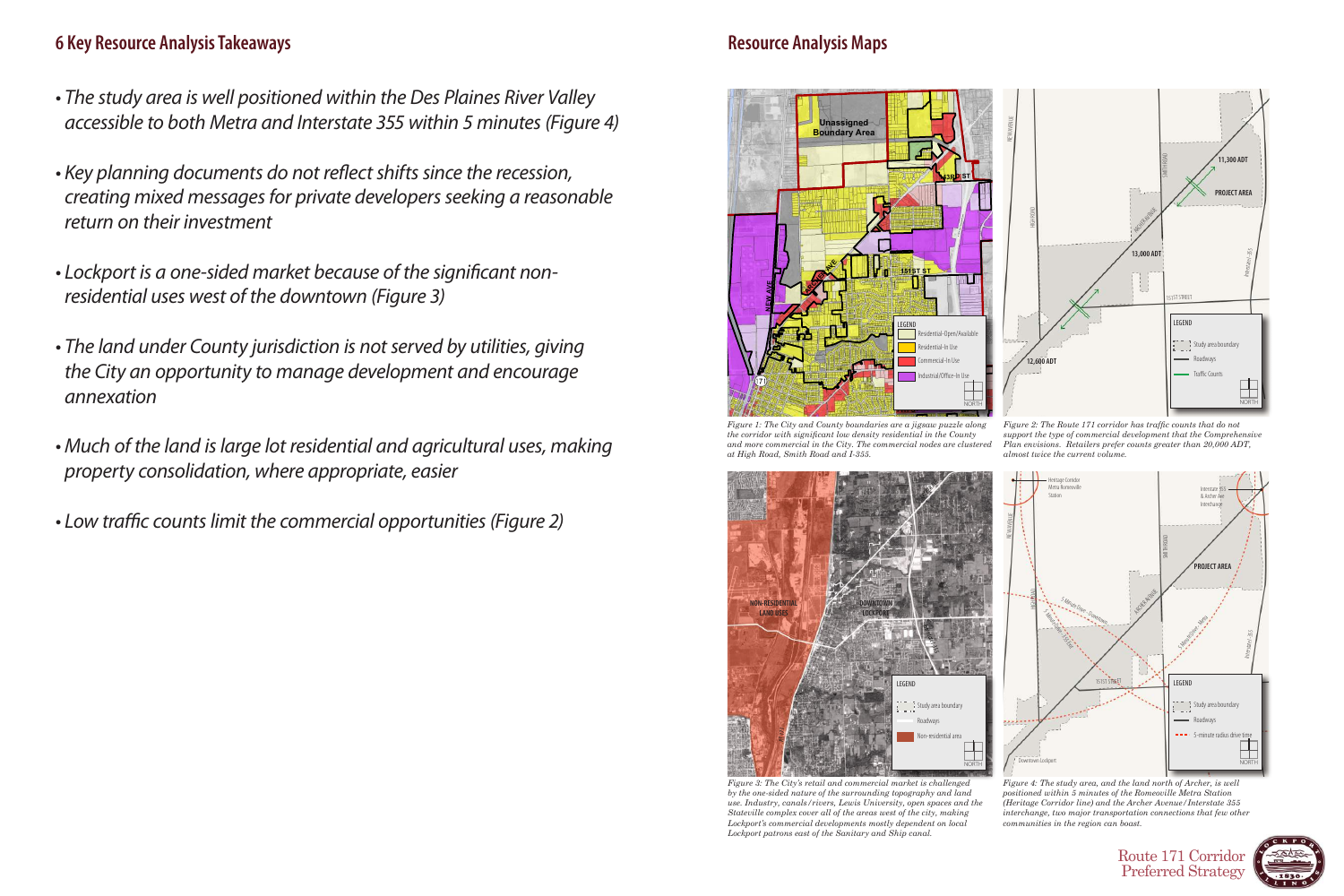## 6 Key Resource Analysis Takeaways

- *The study area is well positioned within the Des Plaines River Valley accessible to both Metra and Interstate 355 within 5 minutes (Figure 4)*
- *Key planning documents do not reflect shifts since the recession, creating mixed messages for private developers seeking a reasonable return on their investment*
- *Lockport is a one-sided market because of the significant non-residential uses west of the downtown (Figure 3)*
- *The land under County jurisdiction is not served by utilities, giving the City an opportunity to manage development and encourage annexation*
- *Much of the land is large lot residential and agricultural uses, making property consolidation, where appropriate, easier*
- *Low traffic counts limit the commercial opportunities (Figure 2)*

## Resource Analysis Maps

*Figure 1: The City and County boundaries are a jigsaw puzzle along the corridor with significant low density residential in the County and more commercial in the City. The commercial nodes are clustered at High Road, Smith Road and I-355.*

*Figure 2: The Route 171 corridor has traffic counts that do not support the type of commercial development that the Comprehensive Plan envisions. Retailers prefer counts greater than 20,000 ADT, almost twice the current volume.*

*Figure 3: The City's retail and commercial market is challenged by the one-sided nature of the surrounding topography and land use. Industry, canals/rivers, Lewis University, open spaces and the Stateville complex cover all of the areas west of the city, making Lockport's commercial developments mostly dependent on local Lockport patrons east of the Sanitary and Ship canal.*

*Figure 4: The study area, and the land north of Archer, is well positioned within 5 minutes of the Romeoville Metra Station (Heritage Corridor line) and the Archer Avenue/Interstate 355 interchange, two major transportation connections that few other communities in the region can boast.*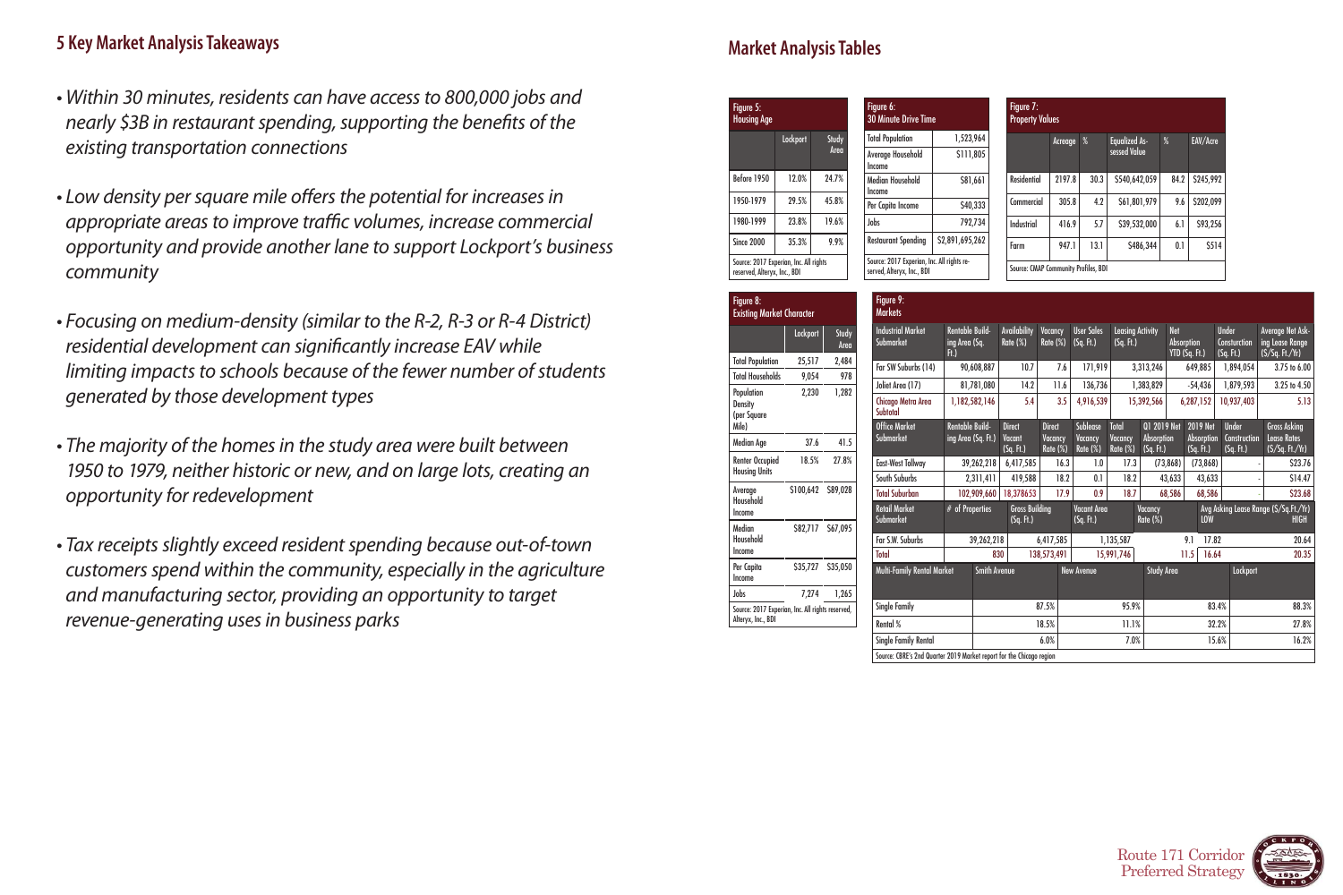## 5 Key Market Analysis Takeaways

- *Within 30 minutes, residents can have access to 800,000 jobs and nearly $3B in restaurant spending, supporting the benefits of the existing transportation connections*
- *Low density per square mile offers the potential for increases in appropriate areas to improve traffic volumes, increase commercial opportunity and provide another lane to support Lockport's business community*
- *Focusing on medium-density (similar to the R-2, R-3 or R-4 District) residential development can significantly increase EAV while limiting impacts to schools because of the fewer number of students generated by those development types*
- *The majority of the homes in the study area were built between 1950 to 1979, neither historic or new, and on large lots, creating an opportunity for redevelopment*
- *Tax receipts slightly exceed resident spending because out-of-town customers spend within the community, especially in the agriculture and manufacturing sector, providing an opportunity to target revenue-generating uses in business parks*

## Market Analysis Tables

**Figure 5: Housing Age**

| | Lockport | Study Area |
|---|---|---|
| Before 1950 | 12.0% | 24.7% |
| 1950-1979 | 29.5% | 45.8% |
| 1980-1999 | 23.8% | 19.6% |
| Since 2000 | 35.3% | 9.9% |

Source: 2017 Experian, Inc. All rights reserved, Alteryx, Inc., BDI

**Figure 6: 30 Minute Drive Time**

| | |
|---|---|
| Total Population | 1,523,964 |
| Average Household Income | $111,805 |
| Median Household Income | $81,661 |
| Per Capita Income | $40,333 |
| Jobs | 792,734 |
| Restaurant Spending | $2,891,695,262 |

Source: 2017 Experian, Inc. All rights reserved, Alteryx, Inc., BDI

**Figure 7: Property Values**

| | Acreage | % | Equalized Assessed Value | % | EAV/Acre |
|---|---|---|---|---|---|
| Residential | 2197.8 | 30.3 | $540,642,059 | 84.2 | $245,992 |
| Commercial | 305.8 | 4.2 | $61,801,979 | 9.6 | $202,099 |
| Industrial | 416.9 | 5.7 | $39,532,000 | 6.1 | $93,256 |
| Farm | 947.1 | 13.1 | $486,344 | 0.1 | $514 |

Source: CMAP Community Profiles, BDI

**Figure 8: Existing Market Character**

| | Lockport | Study Area |
|---|---|---|
| Total Population | 25,517 | 2,484 |
| Total Households | 9,054 | 978 |
| Population Density (per Square Mile) | 2,230 | 1,282 |
| Median Age | 37.6 | 41.5 |
| Renter Occupied Housing Units | 18.5% | 27.8% |
| Average Household Income | $100,642 | $89,028 |
| Median Household Income | $82,717 | $67,095 |
| Per Capita Income | $35,727 | $35,050 |
| Jobs | 7,274 | 1,265 |

Source: 2017 Experian, Inc. All rights reserved, Alteryx, Inc., BDI

**Figure 9: Markets**

| Industrial Market Submarket | Rentable Building Area (Sq. Ft.) | Availability Rate (%) | Vacancy Rate (%) | User Sales (Sq. Ft.) | Leasing Activity (Sq. Ft.) | Net Absorption YTD (Sq. Ft.) | Under Consturction (Sq. Ft.) | Average Net Asking Lease Range ($/Sq. Ft./Yr) |
|---|---|---|---|---|---|---|---|---|
| Far SW Suburbs (14) | 90,608,887 | 10.7 | 7.6 | 171,919 | 3,313,246 | 649,885 | 1,894,054 | 3.75 to 6.00 |
| Joliet Area (17) | 81,781,080 | 14.2 | 11.6 | 136,736 | 1,383,829 | -54,436 | 1,879,593 | 3.25 to 4.50 |
| Chicago Metra Area Subtotal | 1,182,582,146 | 5.4 | 3.5 | 4,916,539 | 15,392,566 | 6,287,152 | 10,937,403 | 5.13 |

| Office Market Submarket | Rentable Building Area (Sq. Ft.) | Direct Vacant (Sq. Ft.) | Direct Vacancy Rate (%) | Sublease Vacancy Rate (%) | Total Vacancy Rate (%) | Q1 2019 Net Absorption (Sq. Ft.) | 2019 Net Absorption (Sq. Ft.) | Under Construction (Sq. Ft.) | Gross Asking Lease Rates ($/Sq. Ft./Yr) |
|---|---|---|---|---|---|---|---|---|---|
| East-West Tollway | 39,262,218 | 6,417,585 | 16.3 | 1.0 | 17.3 | (73,868) | (73,868) | - | $23.76 |
| South Suburbs | 2,311,411 | 419,588 | 18.2 | 0.1 | 18.2 | 43,633 | 43,633 | - | $14.47 |
| Total Suburban | 102,909,660 | 18,378653 | 17.9 | 0.9 | 18.7 | 68,586 | 68,586 | - | $23.68 |

| Retail Market Submarket | # of Properties | Gross Building (Sq. Ft.) | Vacant Area (Sq. Ft.) | Vacancy Rate (%) | Avg Asking Lease Range ($/Sq.Ft./Yr) LOW | HIGH |
|---|---|---|---|---|---|---|
| Far S.W. Suburbs | 39,262,218 | 6,417,585 | 1,135,587 | 9.1 | 17.82 | 20.64 |
| Total | 830 | 138,573,491 | 15,991,746 | 11.5 | 16.64 | 20.35 |

| Multi-Family Rental Market | Smith Avenue | New Avenue | Study Area | Lockport |
|---|---|---|---|---|
| Single Family | 87.5% | 95.9% | 83.4% | 88.3% |
| Rental % | 18.5% | 11.1% | 32.2% | 27.8% |
| Single Family Rental | 6.0% | 7.0% | 15.6% | 16.2% |

Source: CBRE's 2nd Quarter 2019 Market report for the Chicago region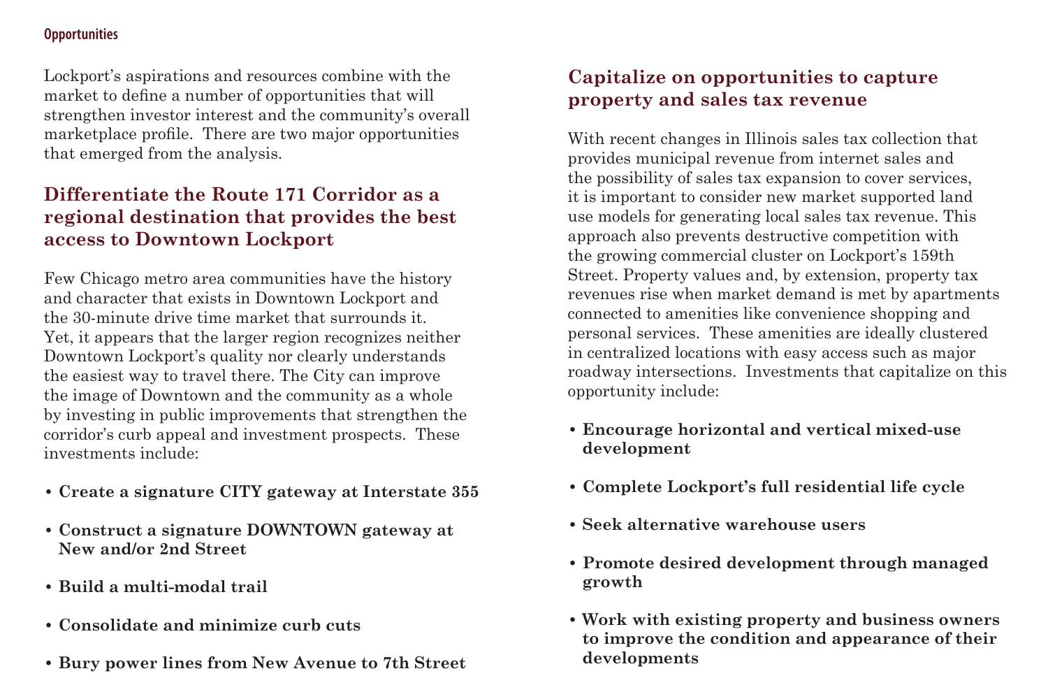## Opportunities

Lockport's aspirations and resources combine with the market to define a number of opportunities that will strengthen investor interest and the community's overall marketplace profile. There are two major opportunities that emerged from the analysis.

### Differentiate the Route 171 Corridor as a regional destination that provides the best access to Downtown Lockport

Few Chicago metro area communities have the history and character that exists in Downtown Lockport and the 30-minute drive time market that surrounds it. Yet, it appears that the larger region recognizes neither Downtown Lockport's quality nor clearly understands the easiest way to travel there. The City can improve the image of Downtown and the community as a whole by investing in public improvements that strengthen the corridor's curb appeal and investment prospects. These investments include:

- **Create a signature CITY gateway at Interstate 355**
- **Construct a signature DOWNTOWN gateway at New and/or 2nd Street**
- **Build a multi-modal trail**
- **Consolidate and minimize curb cuts**
- **Bury power lines from New Avenue to 7th Street**

### Capitalize on opportunities to capture property and sales tax revenue

With recent changes in Illinois sales tax collection that provides municipal revenue from internet sales and the possibility of sales tax expansion to cover services, it is important to consider new market supported land use models for generating local sales tax revenue. This approach also prevents destructive competition with the growing commercial cluster on Lockport's 159th Street. Property values and, by extension, property tax revenues rise when market demand is met by apartments connected to amenities like convenience shopping and personal services. These amenities are ideally clustered in centralized locations with easy access such as major roadway intersections. Investments that capitalize on this opportunity include:

- **Encourage horizontal and vertical mixed-use development**
- **Complete Lockport's full residential life cycle**
- **Seek alternative warehouse users**
- **Promote desired development through managed growth**
- **Work with existing property and business owners to improve the condition and appearance of their developments**